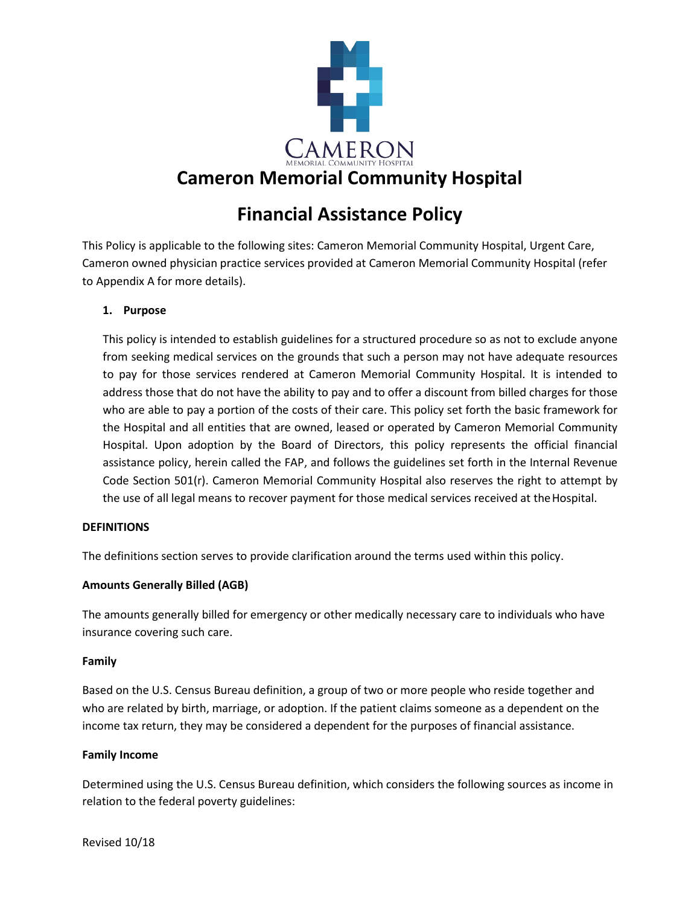# Cameron Memorial Community Hospital

## Financial Assistance Policy

This Policy is applicable to the following sites: Cameron Memorial Community Hospital, Urgent Care, Cameron owned physician practice services provided at Cameron Memorial Community Hospital (refer to Appendix A for more details).

**1. Purpose**

This policy is intended to establish guidelines for a structured procedure so as not to exclude anyone from seeking medical services on the grounds that such a person may not have adequate resources to pay for those services rendered at Cameron Memorial Community Hospital. It is intended to address those that do not have the ability to pay and to offer a discount from billed charges for those who are able to pay a portion of the costs of their care. This policy set forth the basic framework for the Hospital and all entities that are owned, leased or operated by Cameron Memorial Community Hospital. Upon adoption by the Board of Directors, this policy represents the official financial assistance policy, herein called the FAP, and follows the guidelines set forth in the Internal Revenue Code Section 501(r). Cameron Memorial Community Hospital also reserves the right to attempt by the use of all legal means to recover payment for those medical services received at the Hospital.

**DEFINITIONS**

The definitions section serves to provide clarification around the terms used within this policy.

**Amounts Generally Billed (AGB)**

The amounts generally billed for emergency or other medically necessary care to individuals who have insurance covering such care.

**Family**

Based on the U.S. Census Bureau definition, a group of two or more people who reside together and who are related by birth, marriage, or adoption. If the patient claims someone as a dependent on the income tax return, they may be considered a dependent for the purposes of financial assistance.

**Family Income**

Determined using the U.S. Census Bureau definition, which considers the following sources as income in relation to the federal poverty guidelines:

Revised 10/18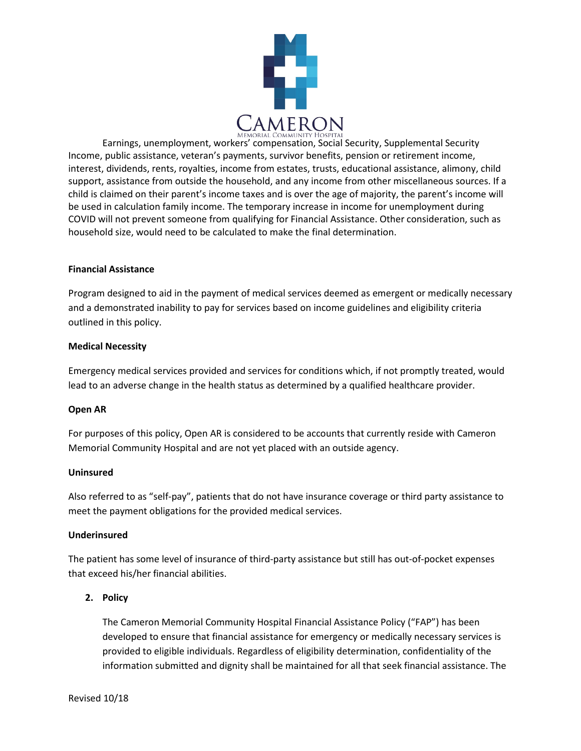Earnings, unemployment, workers' compensation, Social Security, Supplemental Security Income, public assistance, veteran's payments, survivor benefits, pension or retirement income, interest, dividends, rents, royalties, income from estates, trusts, educational assistance, alimony, child support, assistance from outside the household, and any income from other miscellaneous sources. If a child is claimed on their parent's income taxes and is over the age of majority, the parent's income will be used in calculation family income. The temporary increase in income for unemployment during COVID will not prevent someone from qualifying for Financial Assistance. Other consideration, such as household size, would need to be calculated to make the final determination.

**Financial Assistance**

Program designed to aid in the payment of medical services deemed as emergent or medically necessary and a demonstrated inability to pay for services based on income guidelines and eligibility criteria outlined in this policy.

**Medical Necessity**

Emergency medical services provided and services for conditions which, if not promptly treated, would lead to an adverse change in the health status as determined by a qualified healthcare provider.

**Open AR**

For purposes of this policy, Open AR is considered to be accounts that currently reside with Cameron Memorial Community Hospital and are not yet placed with an outside agency.

**Uninsured**

Also referred to as "self-pay", patients that do not have insurance coverage or third party assistance to meet the payment obligations for the provided medical services.

**Underinsured**

The patient has some level of insurance of third-party assistance but still has out-of-pocket expenses that exceed his/her financial abilities.

2. **Policy**

   The Cameron Memorial Community Hospital Financial Assistance Policy ("FAP") has been developed to ensure that financial assistance for emergency or medically necessary services is provided to eligible individuals. Regardless of eligibility determination, confidentiality of the information submitted and dignity shall be maintained for all that seek financial assistance. The

Revised 10/18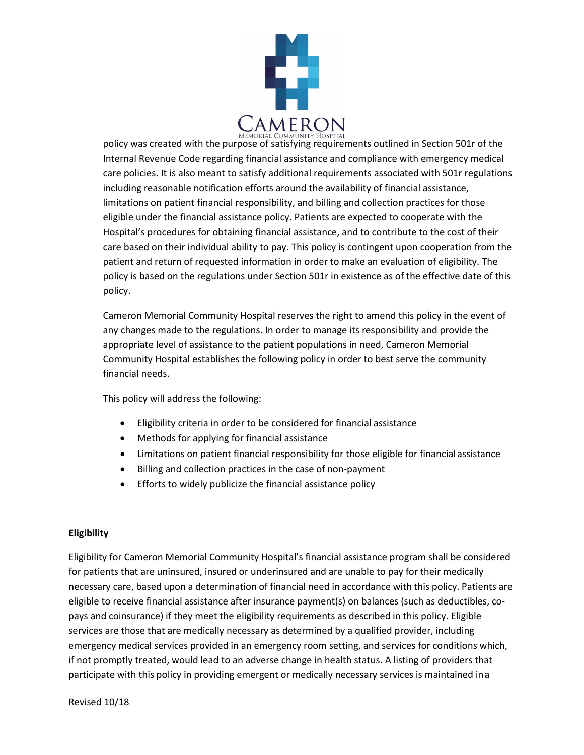policy was created with the purpose of satisfying requirements outlined in Section 501r of the Internal Revenue Code regarding financial assistance and compliance with emergency medical care policies. It is also meant to satisfy additional requirements associated with 501r regulations including reasonable notification efforts around the availability of financial assistance, limitations on patient financial responsibility, and billing and collection practices for those eligible under the financial assistance policy. Patients are expected to cooperate with the Hospital's procedures for obtaining financial assistance, and to contribute to the cost of their care based on their individual ability to pay. This policy is contingent upon cooperation from the patient and return of requested information in order to make an evaluation of eligibility. The policy is based on the regulations under Section 501r in existence as of the effective date of this policy.

Cameron Memorial Community Hospital reserves the right to amend this policy in the event of any changes made to the regulations. In order to manage its responsibility and provide the appropriate level of assistance to the patient populations in need, Cameron Memorial Community Hospital establishes the following policy in order to best serve the community financial needs.

This policy will address the following:

- Eligibility criteria in order to be considered for financial assistance
- Methods for applying for financial assistance
- Limitations on patient financial responsibility for those eligible for financial assistance
- Billing and collection practices in the case of non-payment
- Efforts to widely publicize the financial assistance policy

**Eligibility**

Eligibility for Cameron Memorial Community Hospital's financial assistance program shall be considered for patients that are uninsured, insured or underinsured and are unable to pay for their medically necessary care, based upon a determination of financial need in accordance with this policy. Patients are eligible to receive financial assistance after insurance payment(s) on balances (such as deductibles, co-pays and coinsurance) if they meet the eligibility requirements as described in this policy. Eligible services are those that are medically necessary as determined by a qualified provider, including emergency medical services provided in an emergency room setting, and services for conditions which, if not promptly treated, would lead to an adverse change in health status. A listing of providers that participate with this policy in providing emergent or medically necessary services is maintained in a

Revised 10/18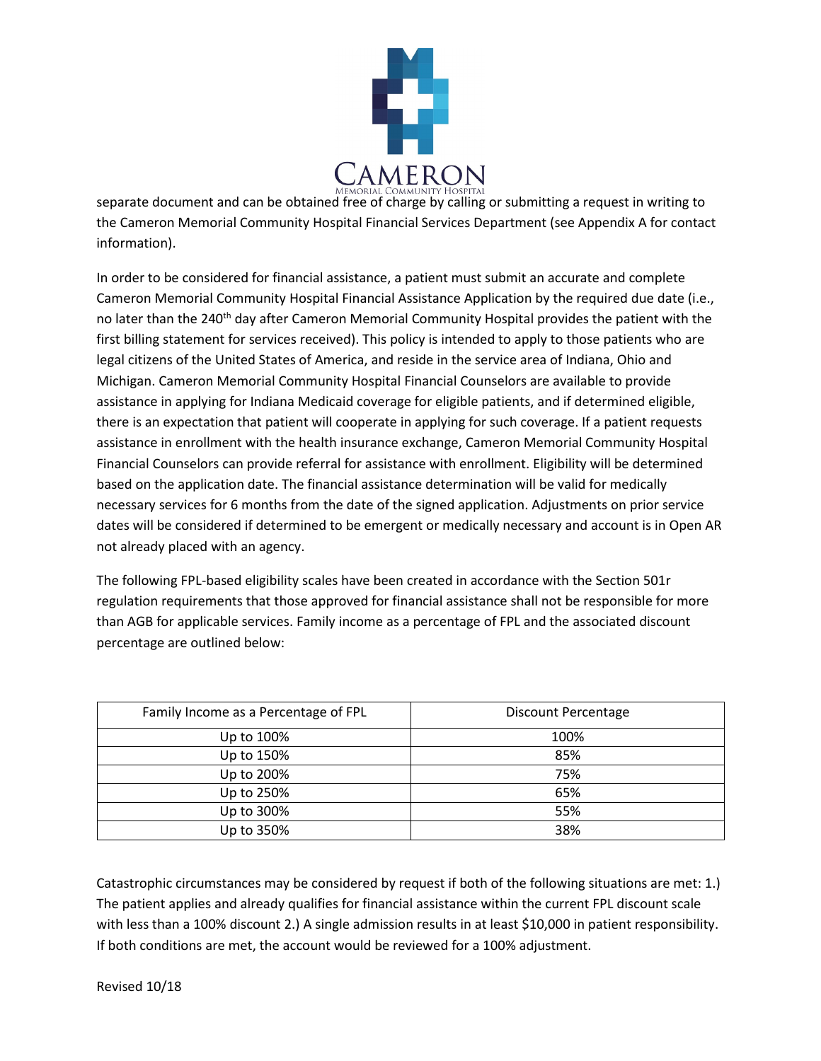separate document and can be obtained free of charge by calling or submitting a request in writing to the Cameron Memorial Community Hospital Financial Services Department (see Appendix A for contact information).

In order to be considered for financial assistance, a patient must submit an accurate and complete Cameron Memorial Community Hospital Financial Assistance Application by the required due date (i.e., no later than the 240th day after Cameron Memorial Community Hospital provides the patient with the first billing statement for services received). This policy is intended to apply to those patients who are legal citizens of the United States of America, and reside in the service area of Indiana, Ohio and Michigan. Cameron Memorial Community Hospital Financial Counselors are available to provide assistance in applying for Indiana Medicaid coverage for eligible patients, and if determined eligible, there is an expectation that patient will cooperate in applying for such coverage. If a patient requests assistance in enrollment with the health insurance exchange, Cameron Memorial Community Hospital Financial Counselors can provide referral for assistance with enrollment. Eligibility will be determined based on the application date. The financial assistance determination will be valid for medically necessary services for 6 months from the date of the signed application. Adjustments on prior service dates will be considered if determined to be emergent or medically necessary and account is in Open AR not already placed with an agency.

The following FPL-based eligibility scales have been created in accordance with the Section 501r regulation requirements that those approved for financial assistance shall not be responsible for more than AGB for applicable services. Family income as a percentage of FPL and the associated discount percentage are outlined below:

| Family Income as a Percentage of FPL | Discount Percentage |
|---|---|
| Up to 100% | 100% |
| Up to 150% | 85% |
| Up to 200% | 75% |
| Up to 250% | 65% |
| Up to 300% | 55% |
| Up to 350% | 38% |

Catastrophic circumstances may be considered by request if both of the following situations are met: 1.) The patient applies and already qualifies for financial assistance within the current FPL discount scale with less than a 100% discount 2.) A single admission results in at least $10,000 in patient responsibility. If both conditions are met, the account would be reviewed for a 100% adjustment.

Revised 10/18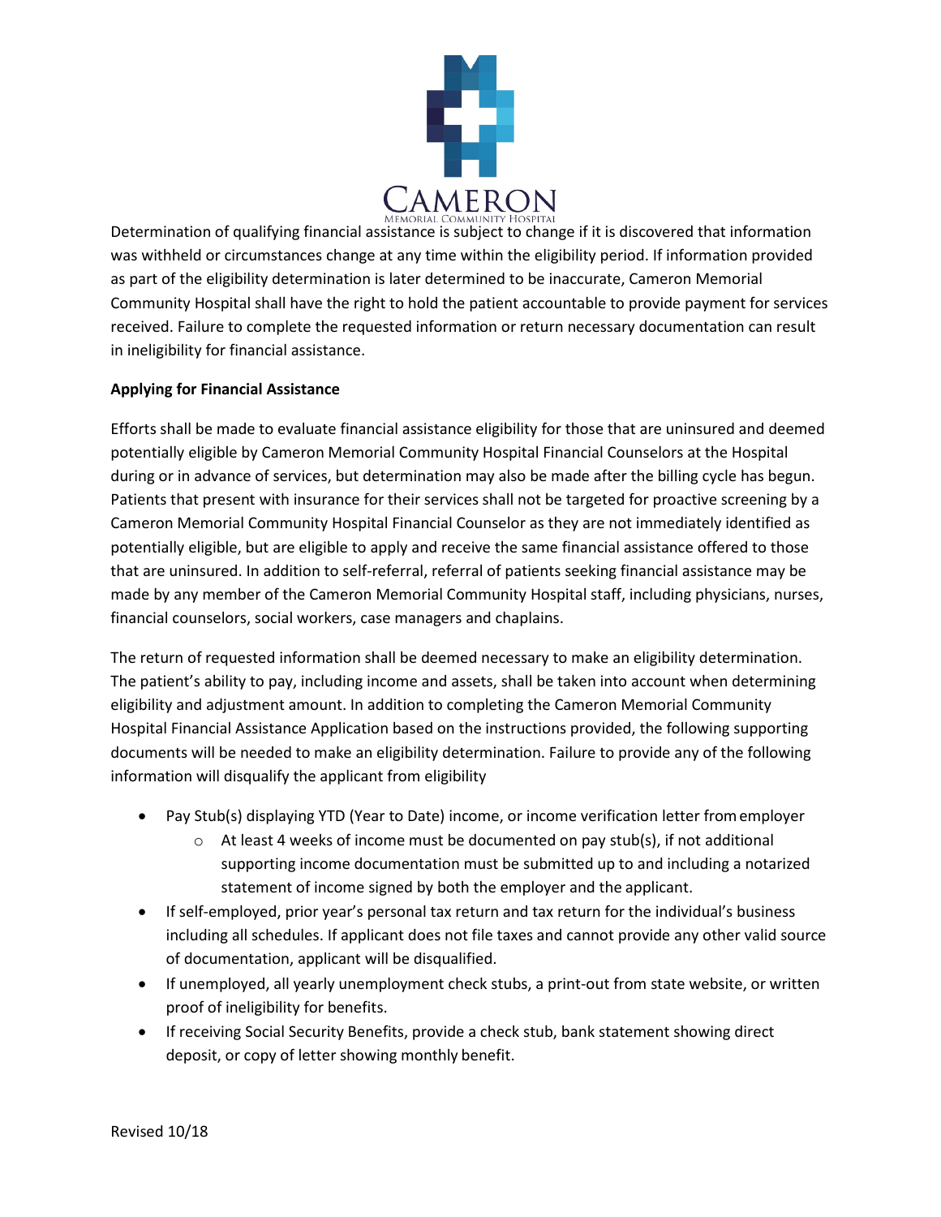Determination of qualifying financial assistance is subject to change if it is discovered that information was withheld or circumstances change at any time within the eligibility period. If information provided as part of the eligibility determination is later determined to be inaccurate, Cameron Memorial Community Hospital shall have the right to hold the patient accountable to provide payment for services received. Failure to complete the requested information or return necessary documentation can result in ineligibility for financial assistance.

**Applying for Financial Assistance**

Efforts shall be made to evaluate financial assistance eligibility for those that are uninsured and deemed potentially eligible by Cameron Memorial Community Hospital Financial Counselors at the Hospital during or in advance of services, but determination may also be made after the billing cycle has begun. Patients that present with insurance for their services shall not be targeted for proactive screening by a Cameron Memorial Community Hospital Financial Counselor as they are not immediately identified as potentially eligible, but are eligible to apply and receive the same financial assistance offered to those that are uninsured. In addition to self-referral, referral of patients seeking financial assistance may be made by any member of the Cameron Memorial Community Hospital staff, including physicians, nurses, financial counselors, social workers, case managers and chaplains.

The return of requested information shall be deemed necessary to make an eligibility determination. The patient's ability to pay, including income and assets, shall be taken into account when determining eligibility and adjustment amount. In addition to completing the Cameron Memorial Community Hospital Financial Assistance Application based on the instructions provided, the following supporting documents will be needed to make an eligibility determination. Failure to provide any of the following information will disqualify the applicant from eligibility

- Pay Stub(s) displaying YTD (Year to Date) income, or income verification letter from employer
  - At least 4 weeks of income must be documented on pay stub(s), if not additional supporting income documentation must be submitted up to and including a notarized statement of income signed by both the employer and the applicant.
- If self-employed, prior year's personal tax return and tax return for the individual's business including all schedules. If applicant does not file taxes and cannot provide any other valid source of documentation, applicant will be disqualified.
- If unemployed, all yearly unemployment check stubs, a print-out from state website, or written proof of ineligibility for benefits.
- If receiving Social Security Benefits, provide a check stub, bank statement showing direct deposit, or copy of letter showing monthly benefit.

Revised 10/18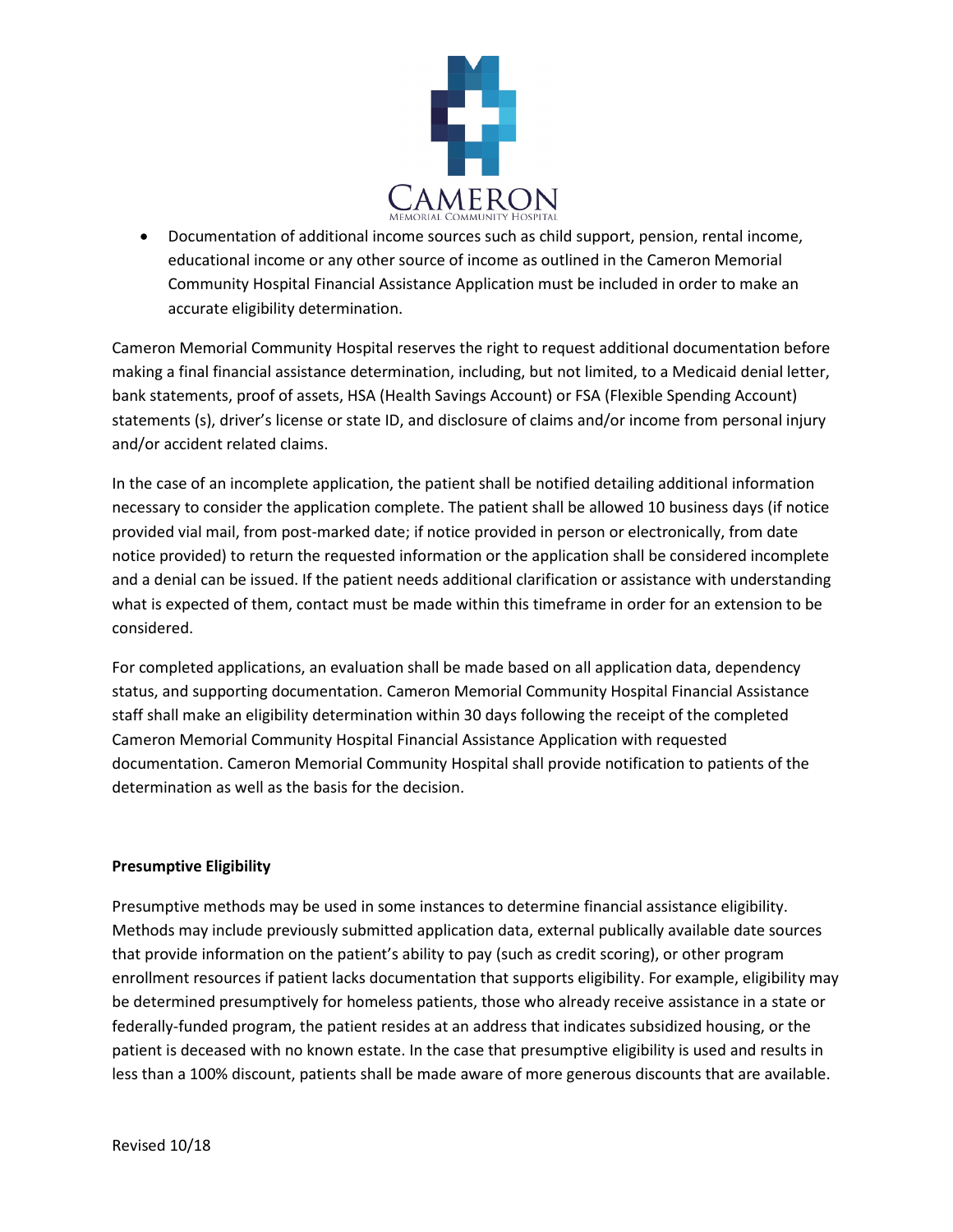- Documentation of additional income sources such as child support, pension, rental income, educational income or any other source of income as outlined in the Cameron Memorial Community Hospital Financial Assistance Application must be included in order to make an accurate eligibility determination.

Cameron Memorial Community Hospital reserves the right to request additional documentation before making a final financial assistance determination, including, but not limited, to a Medicaid denial letter, bank statements, proof of assets, HSA (Health Savings Account) or FSA (Flexible Spending Account) statements (s), driver's license or state ID, and disclosure of claims and/or income from personal injury and/or accident related claims.

In the case of an incomplete application, the patient shall be notified detailing additional information necessary to consider the application complete. The patient shall be allowed 10 business days (if notice provided vial mail, from post-marked date; if notice provided in person or electronically, from date notice provided) to return the requested information or the application shall be considered incomplete and a denial can be issued. If the patient needs additional clarification or assistance with understanding what is expected of them, contact must be made within this timeframe in order for an extension to be considered.

For completed applications, an evaluation shall be made based on all application data, dependency status, and supporting documentation. Cameron Memorial Community Hospital Financial Assistance staff shall make an eligibility determination within 30 days following the receipt of the completed Cameron Memorial Community Hospital Financial Assistance Application with requested documentation. Cameron Memorial Community Hospital shall provide notification to patients of the determination as well as the basis for the decision.

**Presumptive Eligibility**

Presumptive methods may be used in some instances to determine financial assistance eligibility. Methods may include previously submitted application data, external publically available date sources that provide information on the patient's ability to pay (such as credit scoring), or other program enrollment resources if patient lacks documentation that supports eligibility. For example, eligibility may be determined presumptively for homeless patients, those who already receive assistance in a state or federally-funded program, the patient resides at an address that indicates subsidized housing, or the patient is deceased with no known estate. In the case that presumptive eligibility is used and results in less than a 100% discount, patients shall be made aware of more generous discounts that are available.

Revised 10/18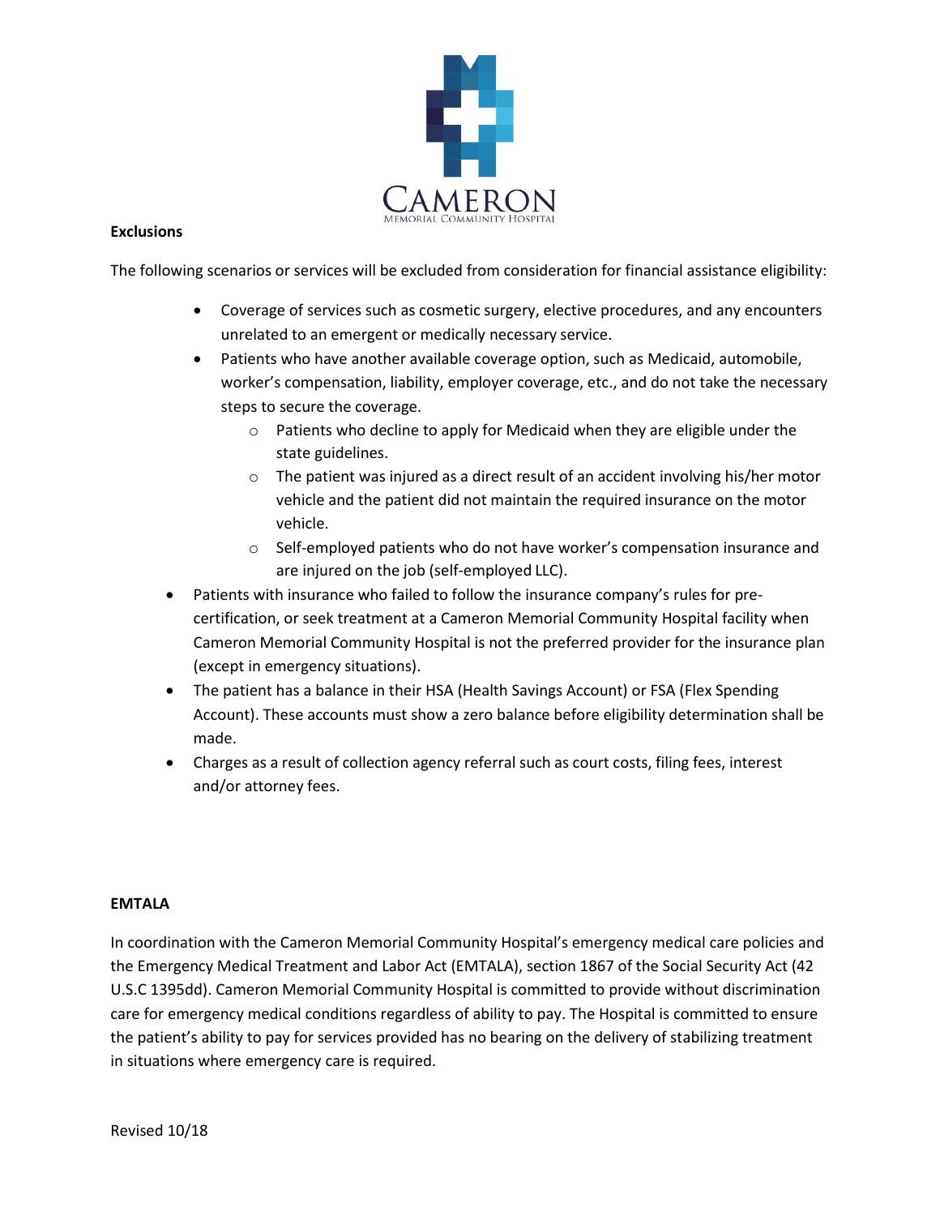**Exclusions**

The following scenarios or services will be excluded from consideration for financial assistance eligibility:

- Coverage of services such as cosmetic surgery, elective procedures, and any encounters unrelated to an emergent or medically necessary service.
- Patients who have another available coverage option, such as Medicaid, automobile, worker's compensation, liability, employer coverage, etc., and do not take the necessary steps to secure the coverage.
    - Patients who decline to apply for Medicaid when they are eligible under the state guidelines.
    - The patient was injured as a direct result of an accident involving his/her motor vehicle and the patient did not maintain the required insurance on the motor vehicle.
    - Self-employed patients who do not have worker's compensation insurance and are injured on the job (self-employed LLC).
- Patients with insurance who failed to follow the insurance company's rules for pre-certification, or seek treatment at a Cameron Memorial Community Hospital facility when Cameron Memorial Community Hospital is not the preferred provider for the insurance plan (except in emergency situations).
- The patient has a balance in their HSA (Health Savings Account) or FSA (Flex Spending Account). These accounts must show a zero balance before eligibility determination shall be made.
- Charges as a result of collection agency referral such as court costs, filing fees, interest and/or attorney fees.

**EMTALA**

In coordination with the Cameron Memorial Community Hospital's emergency medical care policies and the Emergency Medical Treatment and Labor Act (EMTALA), section 1867 of the Social Security Act (42 U.S.C 1395dd). Cameron Memorial Community Hospital is committed to provide without discrimination care for emergency medical conditions regardless of ability to pay. The Hospital is committed to ensure the patient's ability to pay for services provided has no bearing on the delivery of stabilizing treatment in situations where emergency care is required.

Revised 10/18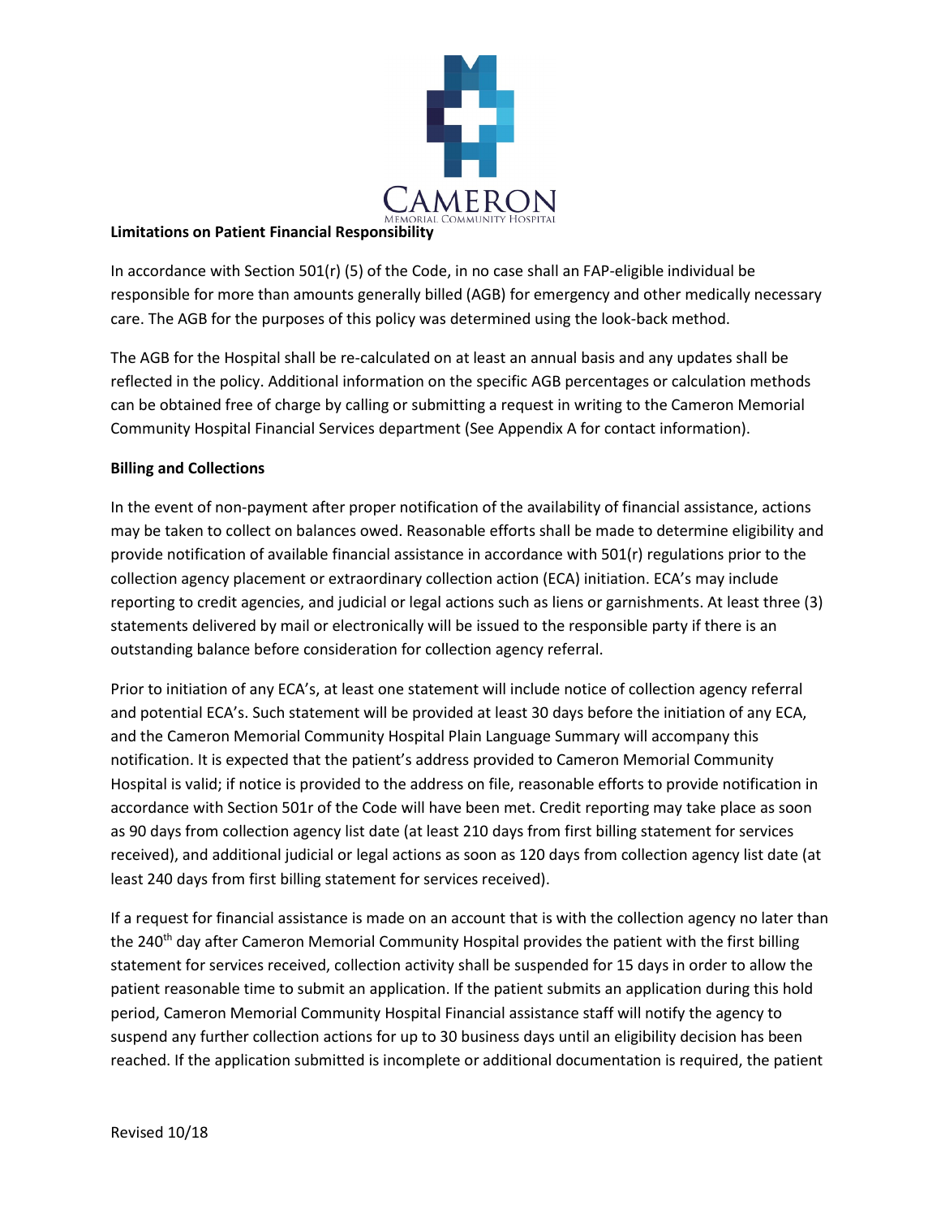**Limitations on Patient Financial Responsibility**

In accordance with Section 501(r) (5) of the Code, in no case shall an FAP-eligible individual be responsible for more than amounts generally billed (AGB) for emergency and other medically necessary care. The AGB for the purposes of this policy was determined using the look-back method.

The AGB for the Hospital shall be re-calculated on at least an annual basis and any updates shall be reflected in the policy. Additional information on the specific AGB percentages or calculation methods can be obtained free of charge by calling or submitting a request in writing to the Cameron Memorial Community Hospital Financial Services department (See Appendix A for contact information).

**Billing and Collections**

In the event of non-payment after proper notification of the availability of financial assistance, actions may be taken to collect on balances owed. Reasonable efforts shall be made to determine eligibility and provide notification of available financial assistance in accordance with 501(r) regulations prior to the collection agency placement or extraordinary collection action (ECA) initiation. ECA's may include reporting to credit agencies, and judicial or legal actions such as liens or garnishments. At least three (3) statements delivered by mail or electronically will be issued to the responsible party if there is an outstanding balance before consideration for collection agency referral.

Prior to initiation of any ECA's, at least one statement will include notice of collection agency referral and potential ECA's. Such statement will be provided at least 30 days before the initiation of any ECA, and the Cameron Memorial Community Hospital Plain Language Summary will accompany this notification. It is expected that the patient's address provided to Cameron Memorial Community Hospital is valid; if notice is provided to the address on file, reasonable efforts to provide notification in accordance with Section 501r of the Code will have been met. Credit reporting may take place as soon as 90 days from collection agency list date (at least 210 days from first billing statement for services received), and additional judicial or legal actions as soon as 120 days from collection agency list date (at least 240 days from first billing statement for services received).

If a request for financial assistance is made on an account that is with the collection agency no later than the 240th day after Cameron Memorial Community Hospital provides the patient with the first billing statement for services received, collection activity shall be suspended for 15 days in order to allow the patient reasonable time to submit an application. If the patient submits an application during this hold period, Cameron Memorial Community Hospital Financial assistance staff will notify the agency to suspend any further collection actions for up to 30 business days until an eligibility decision has been reached. If the application submitted is incomplete or additional documentation is required, the patient

Revised 10/18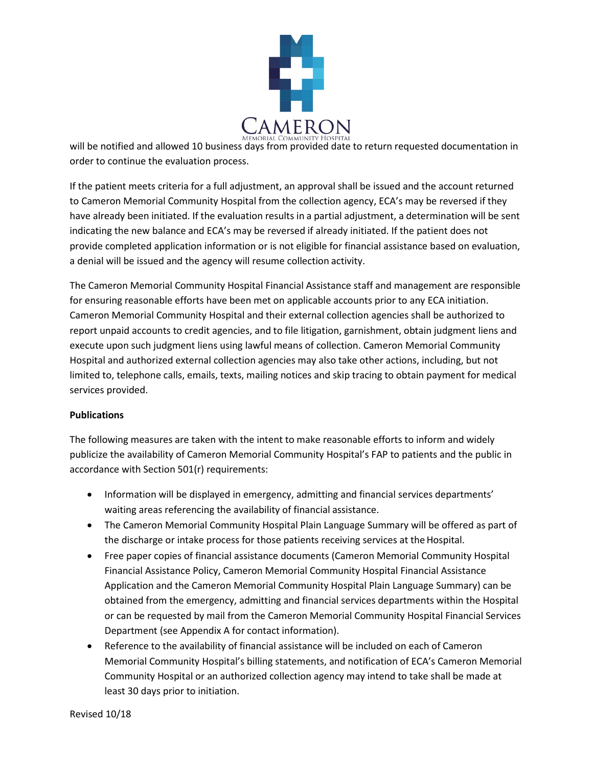will be notified and allowed 10 business days from provided date to return requested documentation in order to continue the evaluation process.

If the patient meets criteria for a full adjustment, an approval shall be issued and the account returned to Cameron Memorial Community Hospital from the collection agency, ECA's may be reversed if they have already been initiated. If the evaluation results in a partial adjustment, a determination will be sent indicating the new balance and ECA's may be reversed if already initiated. If the patient does not provide completed application information or is not eligible for financial assistance based on evaluation, a denial will be issued and the agency will resume collection activity.

The Cameron Memorial Community Hospital Financial Assistance staff and management are responsible for ensuring reasonable efforts have been met on applicable accounts prior to any ECA initiation. Cameron Memorial Community Hospital and their external collection agencies shall be authorized to report unpaid accounts to credit agencies, and to file litigation, garnishment, obtain judgment liens and execute upon such judgment liens using lawful means of collection. Cameron Memorial Community Hospital and authorized external collection agencies may also take other actions, including, but not limited to, telephone calls, emails, texts, mailing notices and skip tracing to obtain payment for medical services provided.

**Publications**

The following measures are taken with the intent to make reasonable efforts to inform and widely publicize the availability of Cameron Memorial Community Hospital's FAP to patients and the public in accordance with Section 501(r) requirements:

- Information will be displayed in emergency, admitting and financial services departments' waiting areas referencing the availability of financial assistance.
- The Cameron Memorial Community Hospital Plain Language Summary will be offered as part of the discharge or intake process for those patients receiving services at the Hospital.
- Free paper copies of financial assistance documents (Cameron Memorial Community Hospital Financial Assistance Policy, Cameron Memorial Community Hospital Financial Assistance Application and the Cameron Memorial Community Hospital Plain Language Summary) can be obtained from the emergency, admitting and financial services departments within the Hospital or can be requested by mail from the Cameron Memorial Community Hospital Financial Services Department (see Appendix A for contact information).
- Reference to the availability of financial assistance will be included on each of Cameron Memorial Community Hospital's billing statements, and notification of ECA's Cameron Memorial Community Hospital or an authorized collection agency may intend to take shall be made at least 30 days prior to initiation.

Revised 10/18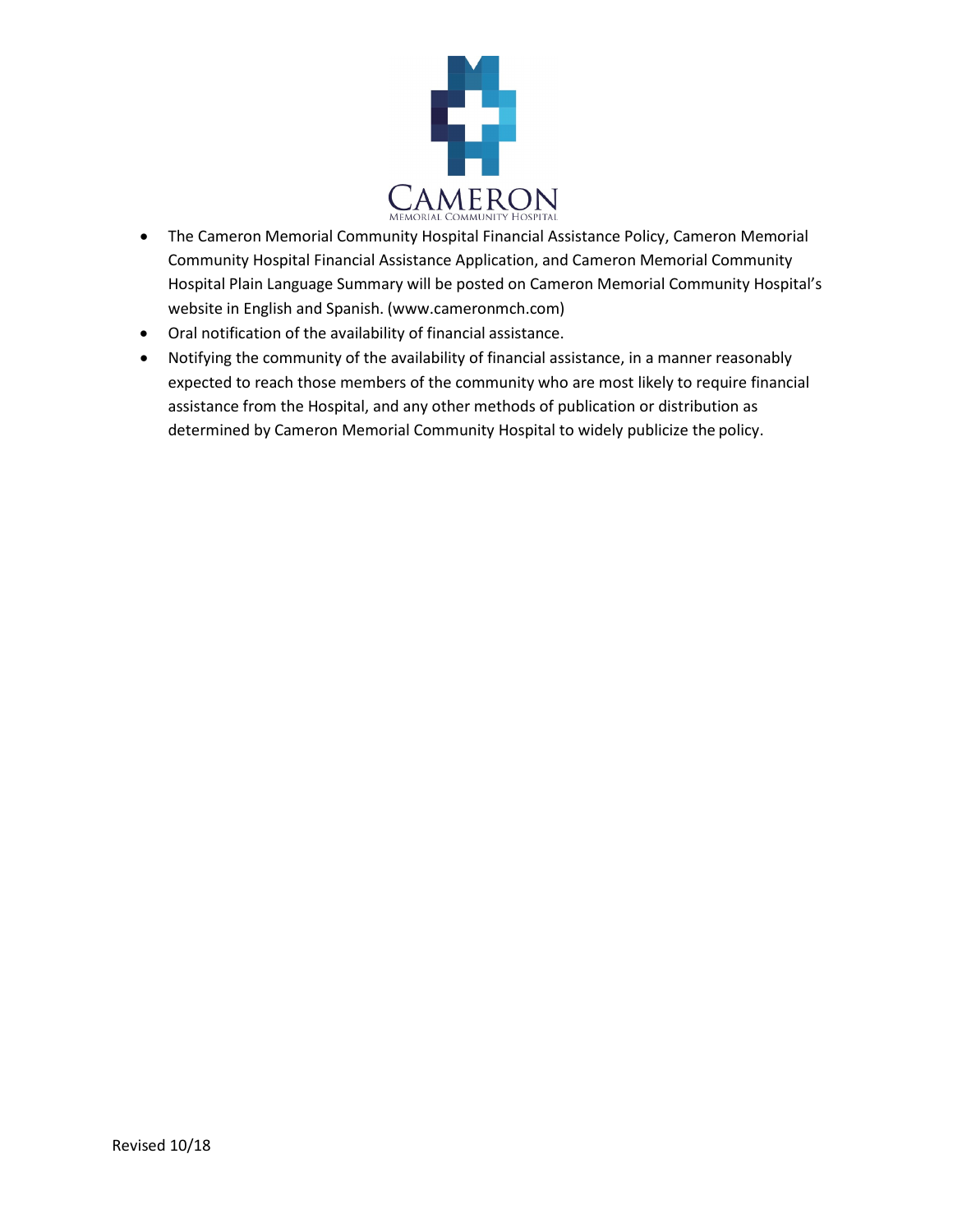- The Cameron Memorial Community Hospital Financial Assistance Policy, Cameron Memorial Community Hospital Financial Assistance Application, and Cameron Memorial Community Hospital Plain Language Summary will be posted on Cameron Memorial Community Hospital's website in English and Spanish. (www.cameronmch.com)
- Oral notification of the availability of financial assistance.
- Notifying the community of the availability of financial assistance, in a manner reasonably expected to reach those members of the community who are most likely to require financial assistance from the Hospital, and any other methods of publication or distribution as determined by Cameron Memorial Community Hospital to widely publicize the policy.

Revised 10/18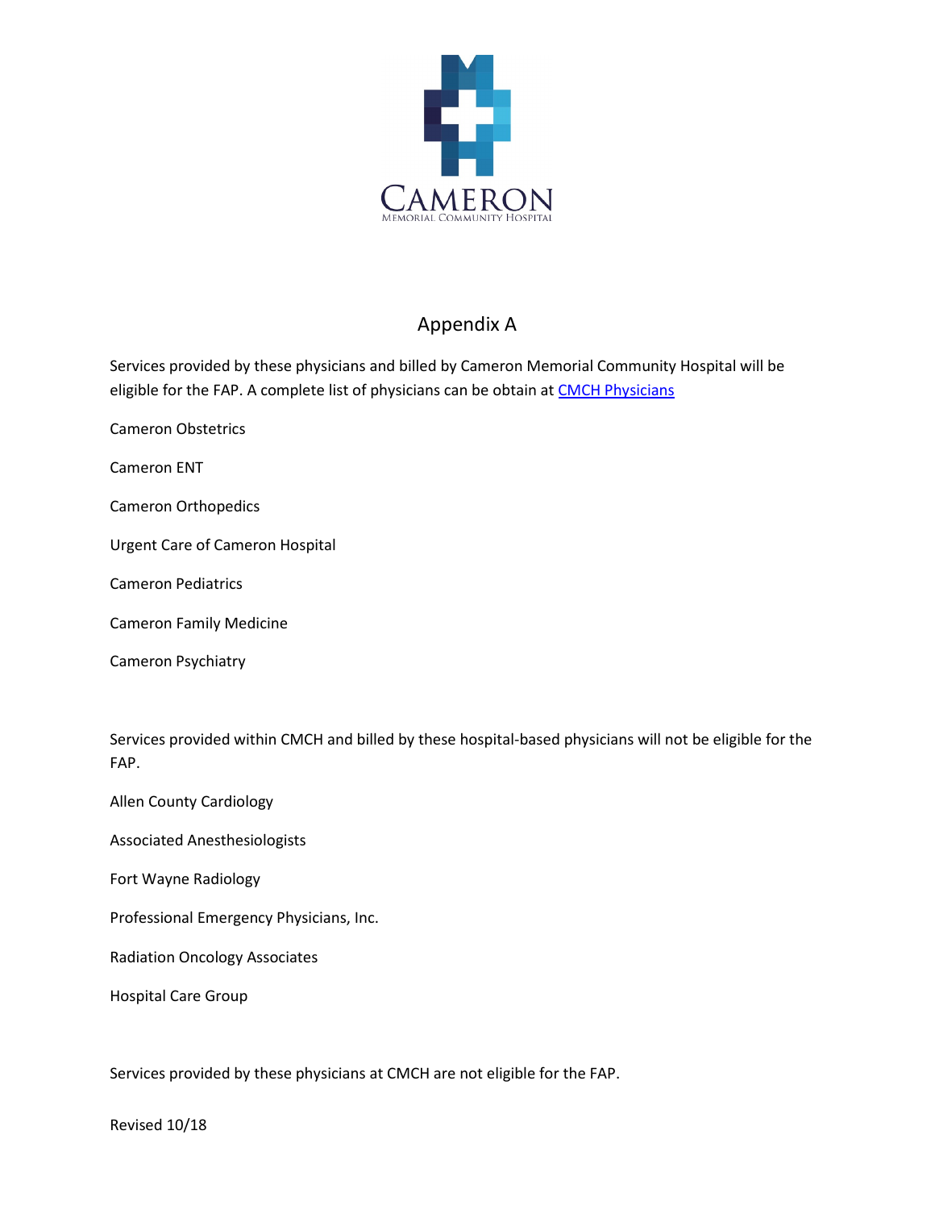CAMERON
MEMORIAL COMMUNITY HOSPITAL

## Appendix A

Services provided by these physicians and billed by Cameron Memorial Community Hospital will be eligible for the FAP. A complete list of physicians can be obtain at CMCH Physicians

Cameron Obstetrics

Cameron ENT

Cameron Orthopedics

Urgent Care of Cameron Hospital

Cameron Pediatrics

Cameron Family Medicine

Cameron Psychiatry

Services provided within CMCH and billed by these hospital-based physicians will not be eligible for the FAP.

Allen County Cardiology

Associated Anesthesiologists

Fort Wayne Radiology

Professional Emergency Physicians, Inc.

Radiation Oncology Associates

Hospital Care Group

Services provided by these physicians at CMCH are not eligible for the FAP.

Revised 10/18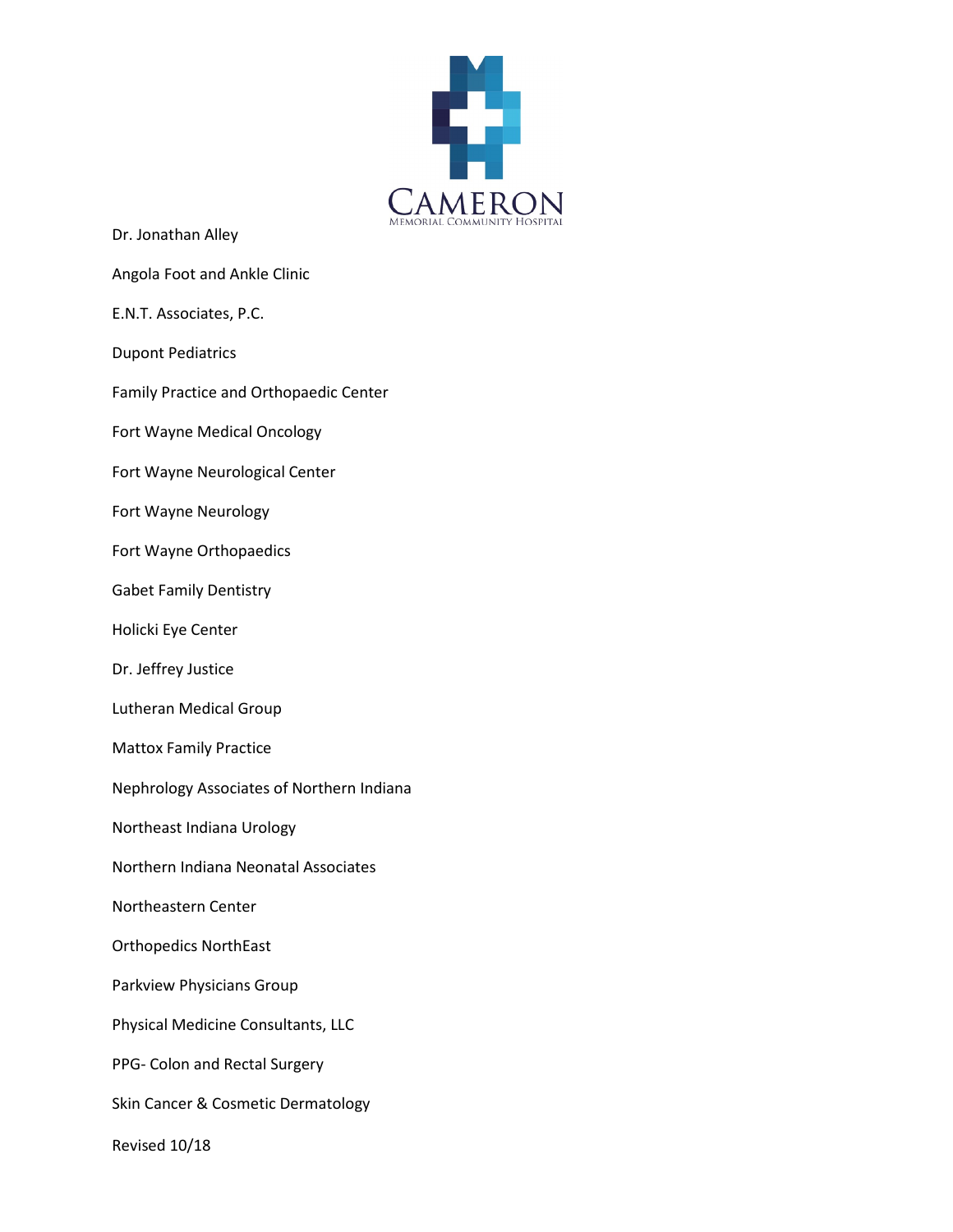CAMERON
MEMORIAL COMMUNITY HOSPITAL

Dr. Jonathan Alley

Angola Foot and Ankle Clinic

E.N.T. Associates, P.C.

Dupont Pediatrics

Family Practice and Orthopaedic Center

Fort Wayne Medical Oncology

Fort Wayne Neurological Center

Fort Wayne Neurology

Fort Wayne Orthopaedics

Gabet Family Dentistry

Holicki Eye Center

Dr. Jeffrey Justice

Lutheran Medical Group

Mattox Family Practice

Nephrology Associates of Northern Indiana

Northeast Indiana Urology

Northern Indiana Neonatal Associates

Northeastern Center

Orthopedics NorthEast

Parkview Physicians Group

Physical Medicine Consultants, LLC

PPG- Colon and Rectal Surgery

Skin Cancer & Cosmetic Dermatology

Revised 10/18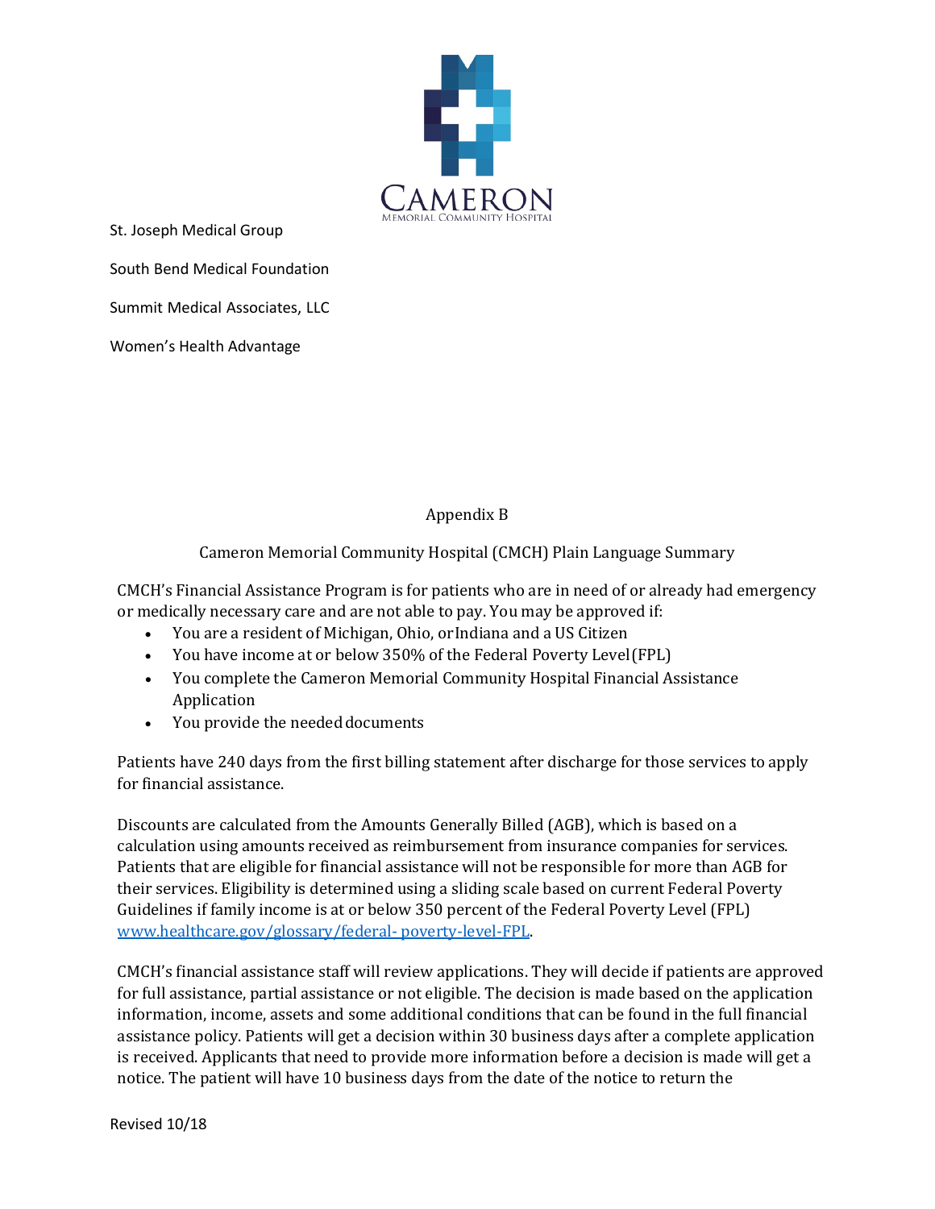St. Joseph Medical Group

South Bend Medical Foundation

Summit Medical Associates, LLC

Women's Health Advantage

Appendix B

Cameron Memorial Community Hospital (CMCH) Plain Language Summary

CMCH's Financial Assistance Program is for patients who are in need of or already had emergency or medically necessary care and are not able to pay. You may be approved if:

- You are a resident of Michigan, Ohio, or Indiana and a US Citizen
- You have income at or below 350% of the Federal Poverty Level (FPL)
- You complete the Cameron Memorial Community Hospital Financial Assistance Application
- You provide the needed documents

Patients have 240 days from the first billing statement after discharge for those services to apply for financial assistance.

Discounts are calculated from the Amounts Generally Billed (AGB), which is based on a calculation using amounts received as reimbursement from insurance companies for services. Patients that are eligible for financial assistance will not be responsible for more than AGB for their services. Eligibility is determined using a sliding scale based on current Federal Poverty Guidelines if family income is at or below 350 percent of the Federal Poverty Level (FPL) www.healthcare.gov/glossary/federal- poverty-level-FPL.

CMCH's financial assistance staff will review applications. They will decide if patients are approved for full assistance, partial assistance or not eligible. The decision is made based on the application information, income, assets and some additional conditions that can be found in the full financial assistance policy. Patients will get a decision within 30 business days after a complete application is received. Applicants that need to provide more information before a decision is made will get a notice. The patient will have 10 business days from the date of the notice to return the

Revised 10/18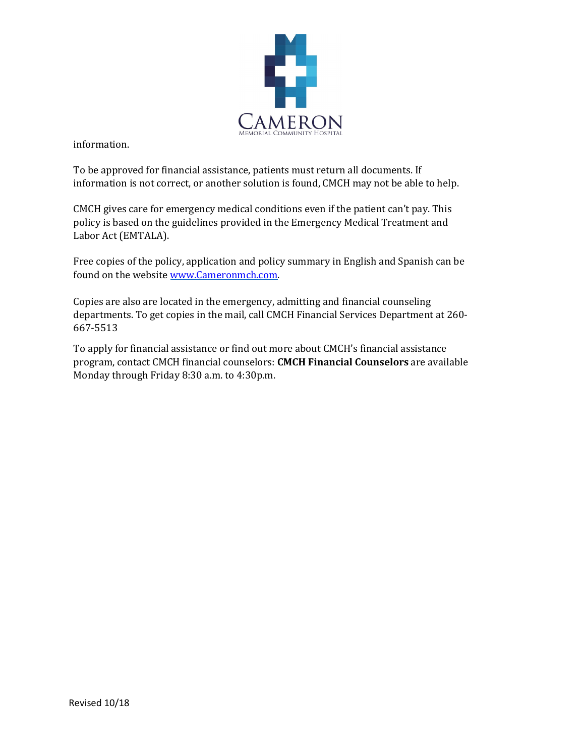information.

To be approved for financial assistance, patients must return all documents. If information is not correct, or another solution is found, CMCH may not be able to help.

CMCH gives care for emergency medical conditions even if the patient can't pay. This policy is based on the guidelines provided in the Emergency Medical Treatment and Labor Act (EMTALA).

Free copies of the policy, application and policy summary in English and Spanish can be found on the website [www.Cameronmch.com](http://www.Cameronmch.com).

Copies are also are located in the emergency, admitting and financial counseling departments. To get copies in the mail, call CMCH Financial Services Department at 260-667-5513

To apply for financial assistance or find out more about CMCH's financial assistance program, contact CMCH financial counselors: **CMCH Financial Counselors** are available Monday through Friday 8:30 a.m. to 4:30p.m.

Revised 10/18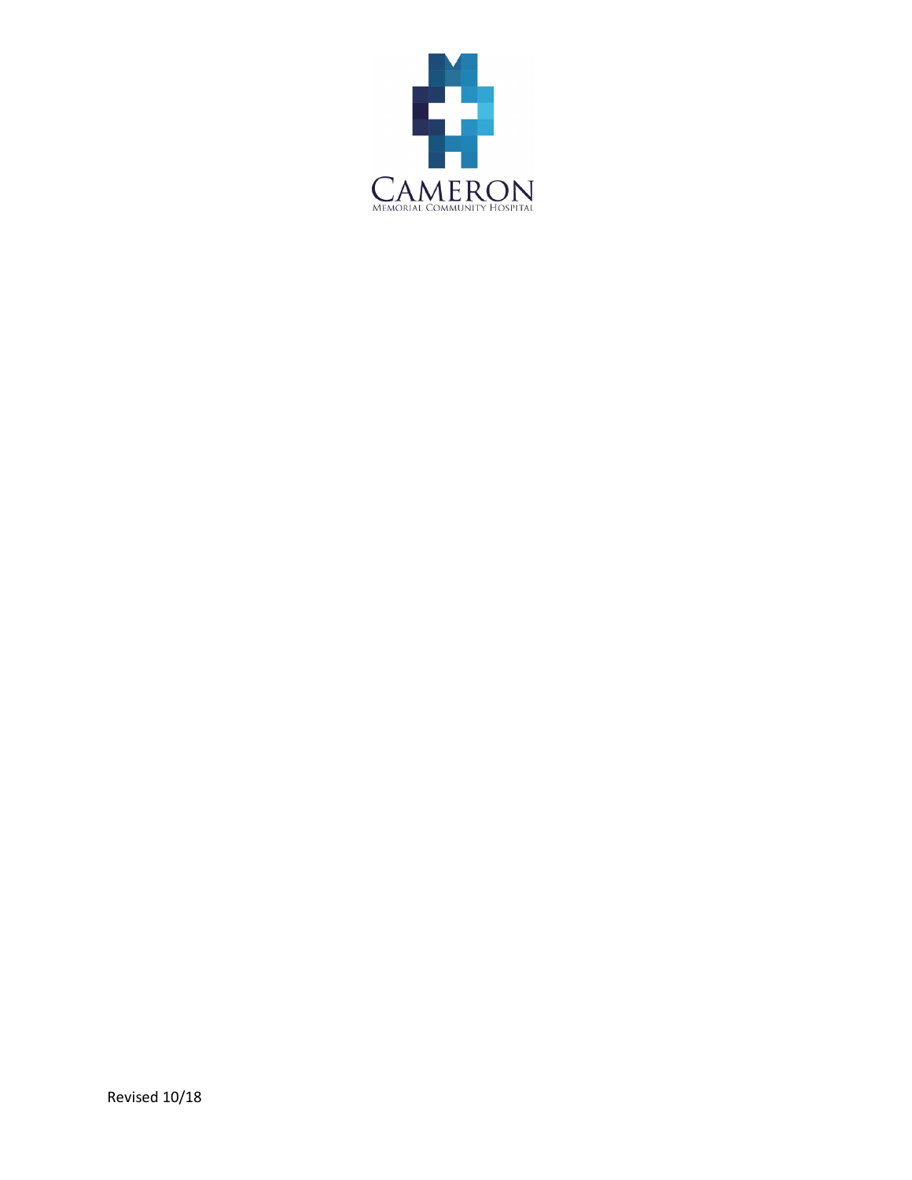CAMERON
MEMORIAL COMMUNITY HOSPITAL

Revised 10/18